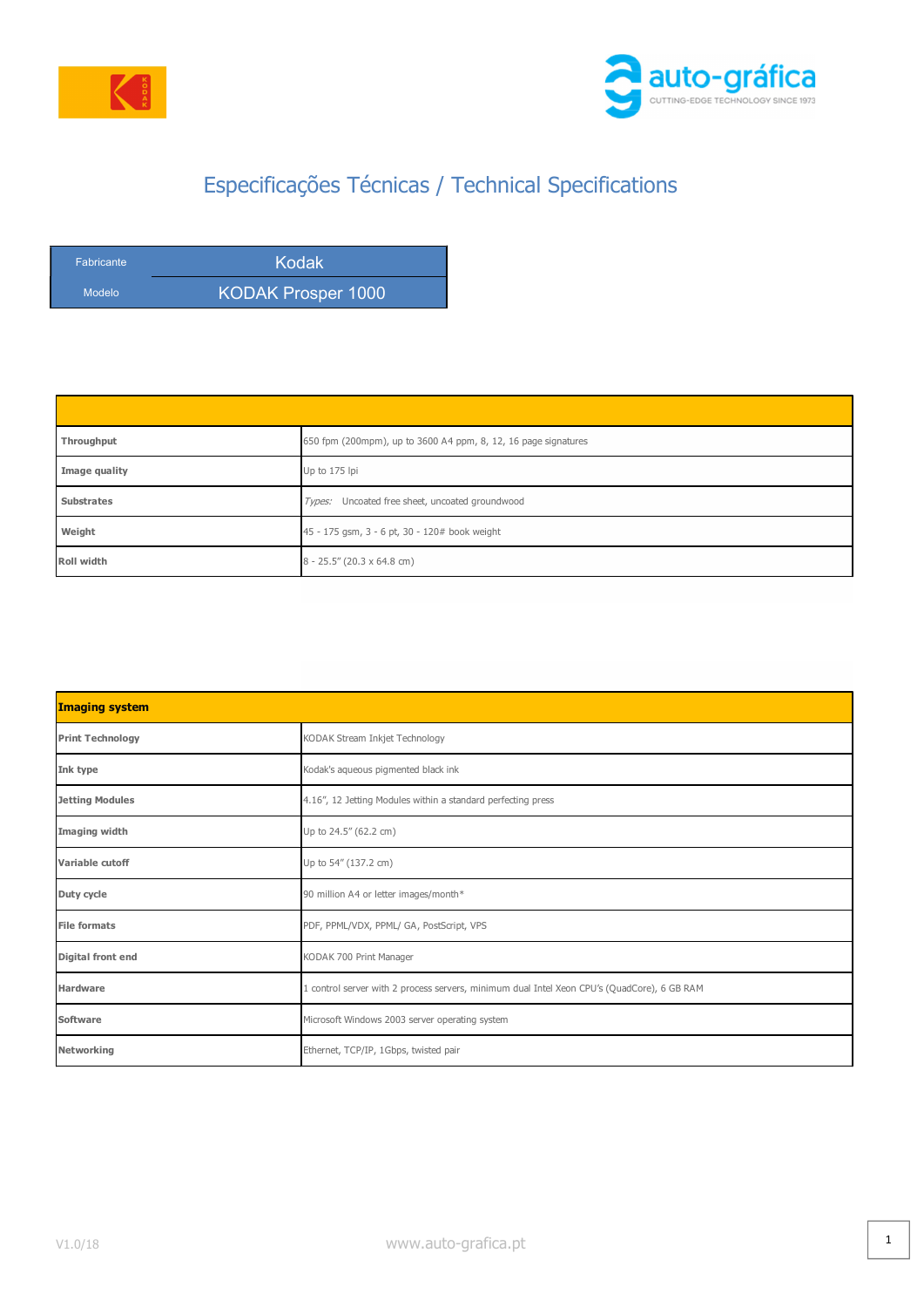# Especificações Técnicas / Technical Specifications

| Fabricante | Kodak |
|---|---|
| Modelo | KODAK Prosper 1000 |

| | |
|---|---|
| **Throughput** | 650 fpm (200mpm), up to 3600 A4 ppm, 8, 12, 16 page signatures |
| **Image quality** | Up to 175 lpi |
| **Substrates** | *Types:* Uncoated free sheet, uncoated groundwood |
| **Weight** | 45 - 175 gsm, 3 - 6 pt, 30 - 120# book weight |
| **Roll width** | 8 - 25.5" (20.3 x 64.8 cm) |

| **Imaging system** | |
|---|---|
| **Print Technology** | KODAK Stream Inkjet Technology |
| **Ink type** | Kodak's aqueous pigmented black ink |
| **Jetting Modules** | 4.16", 12 Jetting Modules within a standard perfecting press |
| **Imaging width** | Up to 24.5" (62.2 cm) |
| **Variable cutoff** | Up to 54" (137.2 cm) |
| **Duty cycle** | 90 million A4 or letter images/month* |
| **File formats** | PDF, PPML/VDX, PPML/ GA, PostScript, VPS |
| **Digital front end** | KODAK 700 Print Manager |
| **Hardware** | 1 control server with 2 process servers, minimum dual Intel Xeon CPU's (QuadCore), 6 GB RAM |
| **Software** | Microsoft Windows 2003 server operating system |
| **Networking** | Ethernet, TCP/IP, 1Gbps, twisted pair |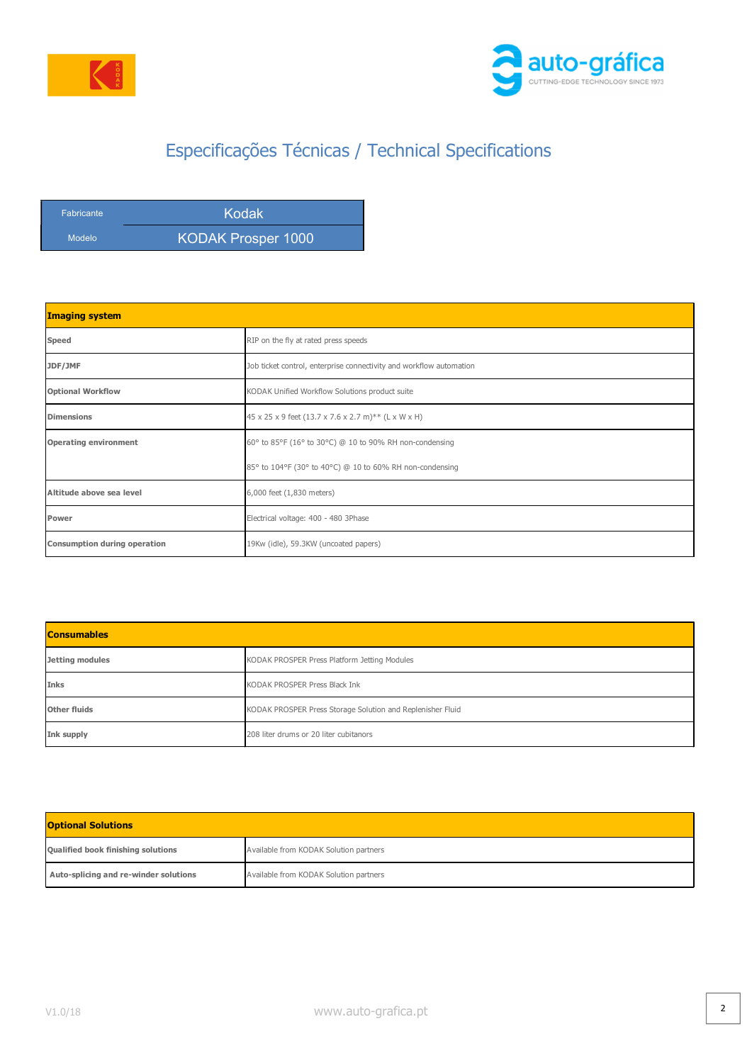# Especificações Técnicas / Technical Specifications

| Fabricante | Kodak |
|---|---|
| Modelo | KODAK Prosper 1000 |

| **Imaging system** | |
|---|---|
| **Speed** | RIP on the fly at rated press speeds |
| **JDF/JMF** | Job ticket control, enterprise connectivity and workflow automation |
| **Optional Workflow** | KODAK Unified Workflow Solutions product suite |
| **Dimensions** | 45 x 25 x 9 feet (13.7 x 7.6 x 2.7 m)** (L x W x H) |
| **Operating environment** | 60° to 85°F (16° to 30°C) @ 10 to 90% RH non-condensing<br>85° to 104°F (30° to 40°C) @ 10 to 60% RH non-condensing |
| **Altitude above sea level** | 6,000 feet (1,830 meters) |
| **Power** | Electrical voltage: 400 - 480 3Phase |
| **Consumption during operation** | 19Kw (idle), 59.3KW (uncoated papers) |

| **Consumables** | |
|---|---|
| **Jetting modules** | KODAK PROSPER Press Platform Jetting Modules |
| **Inks** | KODAK PROSPER Press Black Ink |
| **Other fluids** | KODAK PROSPER Press Storage Solution and Replenisher Fluid |
| **Ink supply** | 208 liter drums or 20 liter cubitanors |

| **Optional Solutions** | |
|---|---|
| **Qualified book finishing solutions** | Available from KODAK Solution partners |
| **Auto-splicing and re-winder solutions** | Available from KODAK Solution partners |

V1.0/18

www.auto-grafica.pt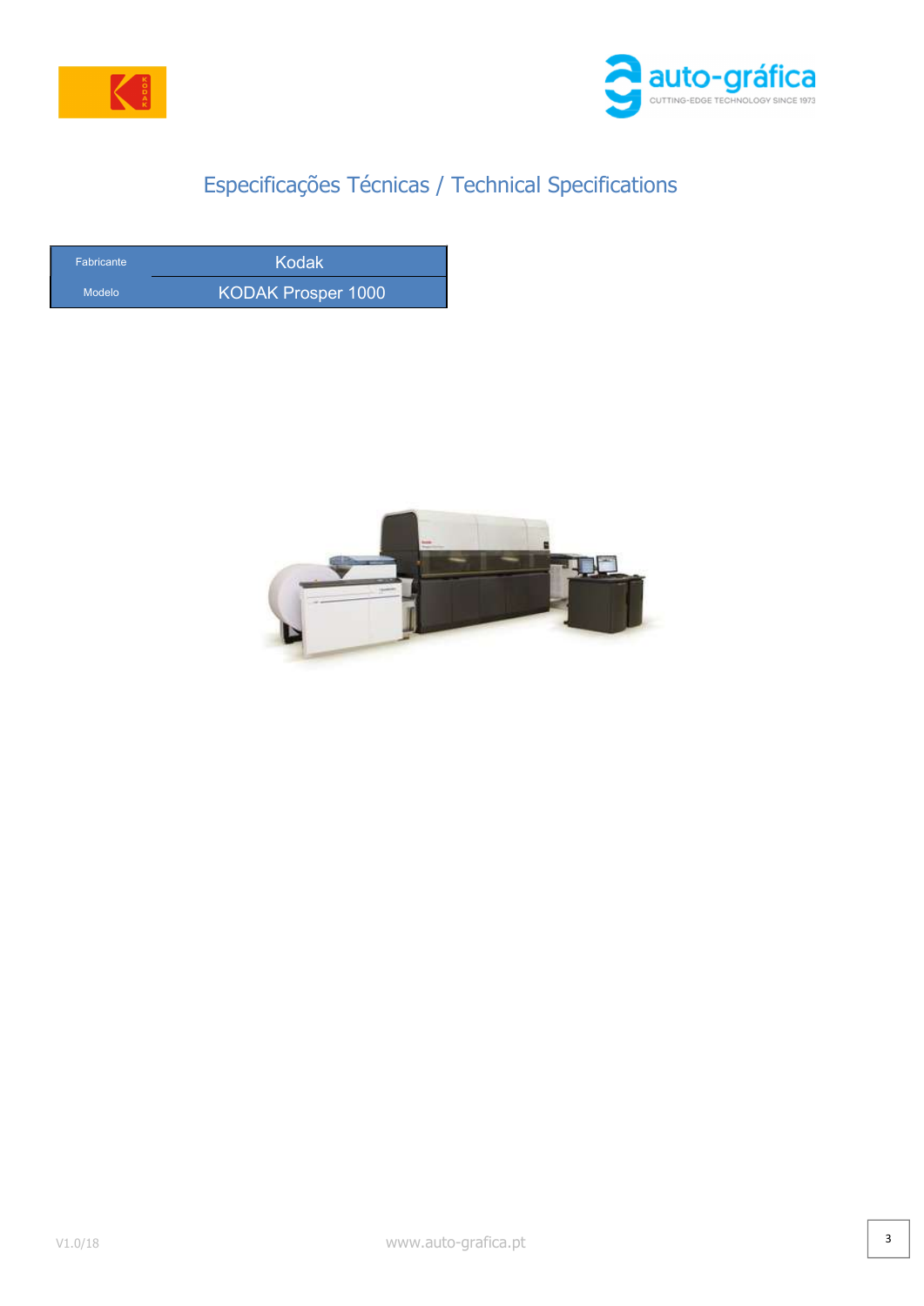# Especificações Técnicas / Technical Specifications

| | |
|---|---|
| Fabricante | Kodak |
| Modelo | KODAK Prosper 1000 |